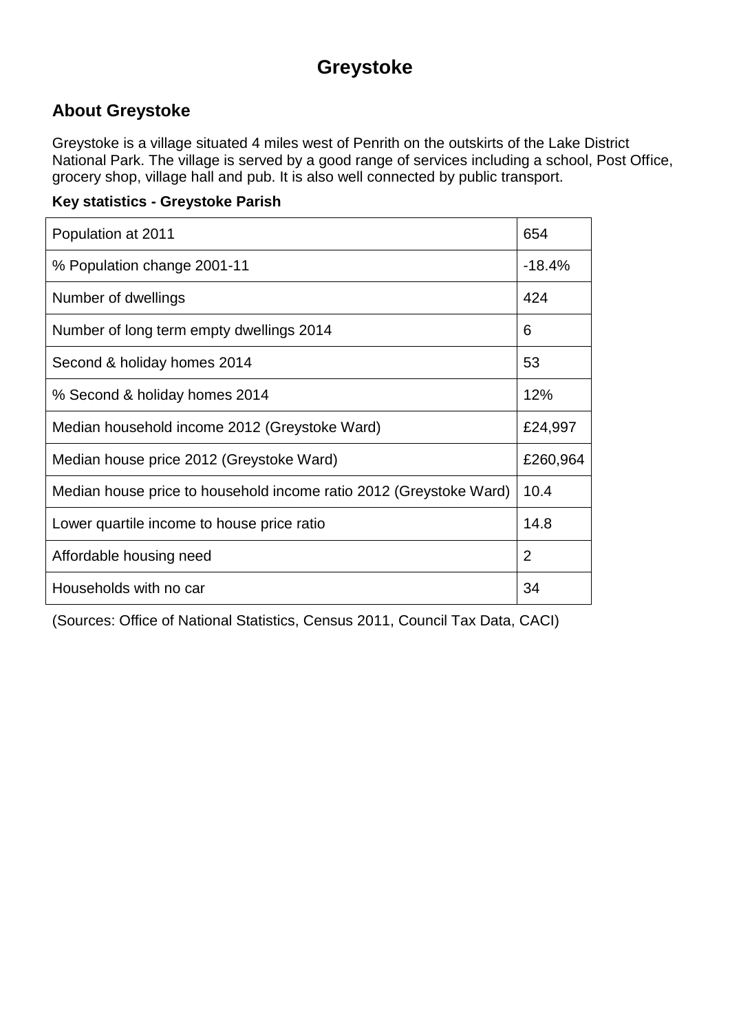# Greystoke

## About Greystoke

Greystoke is a village situated 4 miles west of Penrith on the outskirts of the Lake District National Park. The village is served by a good range of services including a school, Post Office, grocery shop, village hall and pub. It is also well connected by public transport.

**Key statistics - Greystoke Parish**

| | |
|---|---|
| Population at 2011 | 654 |
| % Population change 2001-11 | -18.4% |
| Number of dwellings | 424 |
| Number of long term empty dwellings 2014 | 6 |
| Second & holiday homes 2014 | 53 |
| % Second & holiday homes 2014 | 12% |
| Median household income 2012 (Greystoke Ward) | £24,997 |
| Median house price 2012 (Greystoke Ward) | £260,964 |
| Median house price to household income ratio 2012 (Greystoke Ward) | 10.4 |
| Lower quartile income to house price ratio | 14.8 |
| Affordable housing need | 2 |
| Households with no car | 34 |

(Sources: Office of National Statistics, Census 2011, Council Tax Data, CACI)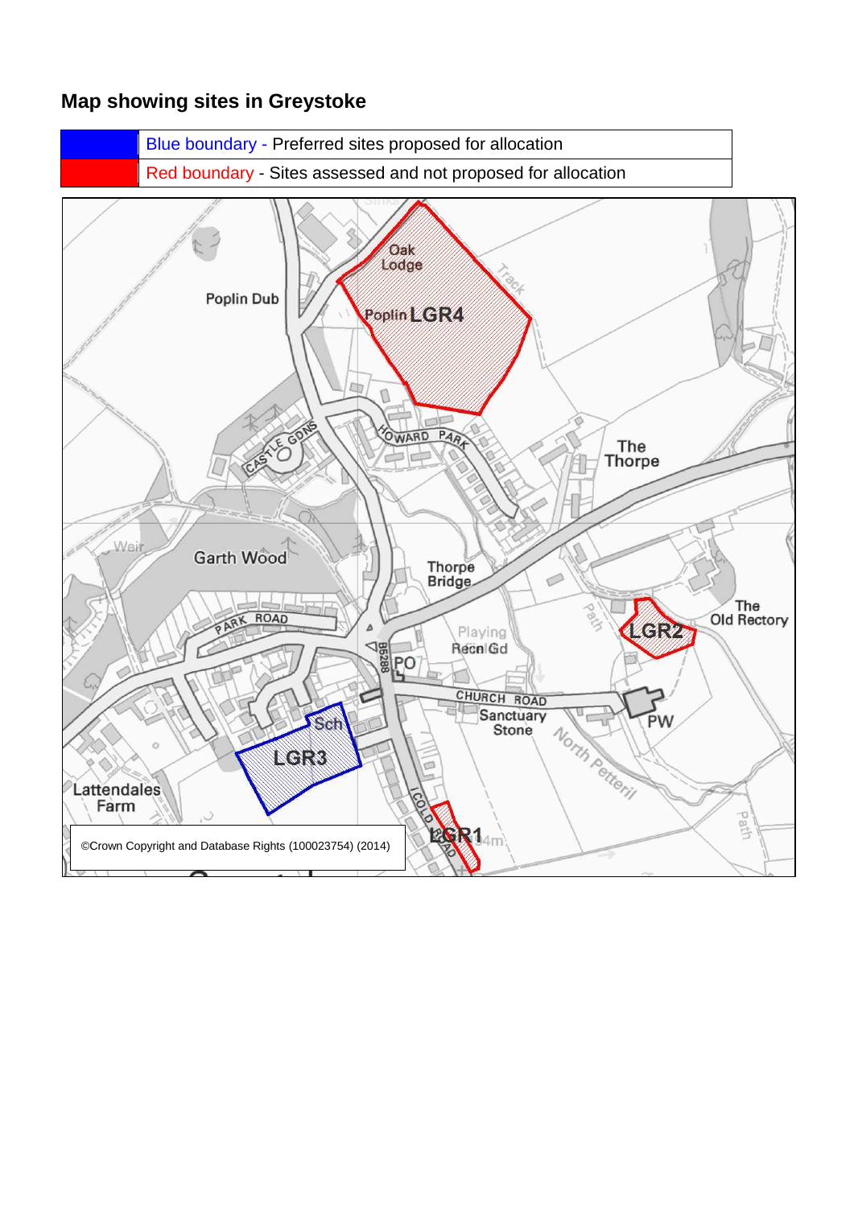## Map showing sites in Greystoke

| | |
|---|---|
| | Blue boundary - Preferred sites proposed for allocation |
| | Red boundary - Sites assessed and not proposed for allocation |

©Crown Copyright and Database Rights (100023754) (2014)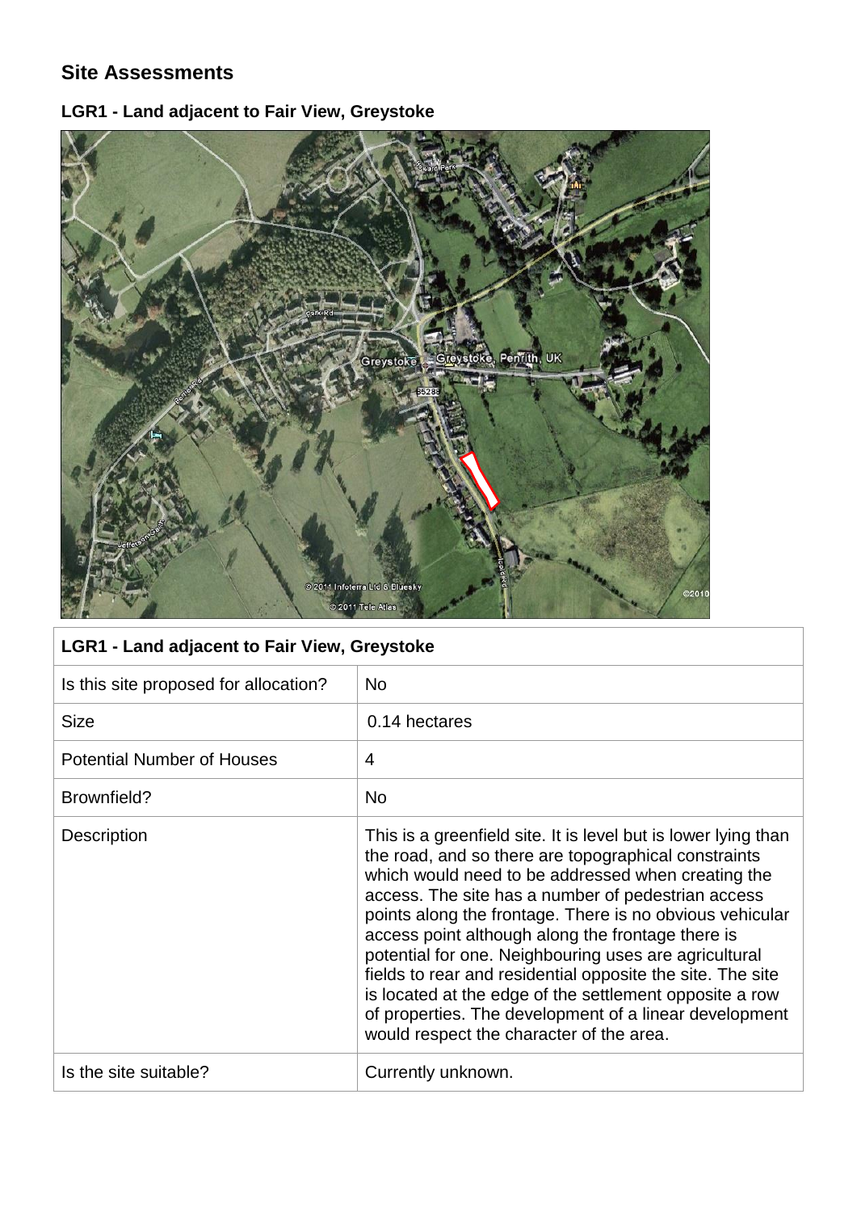## Site Assessments

### LGR1 - Land adjacent to Fair View, Greystoke

| LGR1 - Land adjacent to Fair View, Greystoke | |
|---|---|
| Is this site proposed for allocation? | No |
| Size | 0.14 hectares |
| Potential Number of Houses | 4 |
| Brownfield? | No |
| Description | This is a greenfield site. It is level but is lower lying than the road, and so there are topographical constraints which would need to be addressed when creating the access. The site has a number of pedestrian access points along the frontage. There is no obvious vehicular access point although along the frontage there is potential for one. Neighbouring uses are agricultural fields to rear and residential opposite the site. The site is located at the edge of the settlement opposite a row of properties. The development of a linear development would respect the character of the area. |
| Is the site suitable? | Currently unknown. |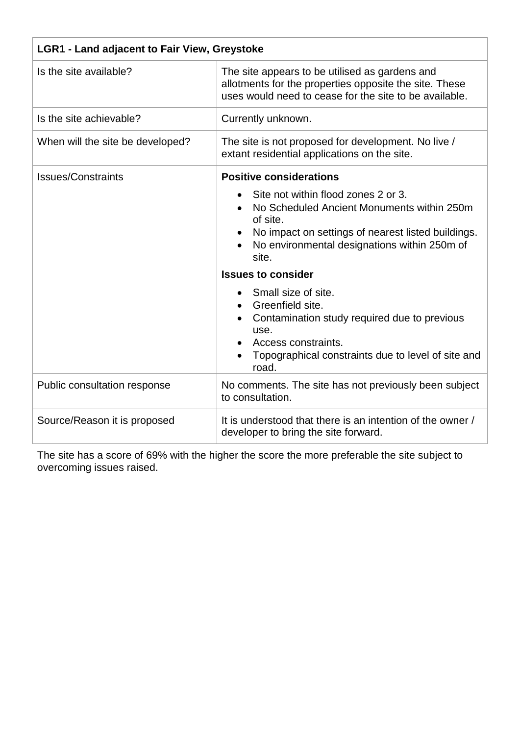| LGR1 - Land adjacent to Fair View, Greystoke | |
|---|---|
| Is the site available? | The site appears to be utilised as gardens and allotments for the properties opposite the site. These uses would need to cease for the site to be available. |
| Is the site achievable? | Currently unknown. |
| When will the site be developed? | The site is not proposed for development. No live / extant residential applications on the site. |
| Issues/Constraints | **Positive considerations**<br>• Site not within flood zones 2 or 3.<br>• No Scheduled Ancient Monuments within 250m of site.<br>• No impact on settings of nearest listed buildings.<br>• No environmental designations within 250m of site.<br>**Issues to consider**<br>• Small size of site.<br>• Greenfield site.<br>• Contamination study required due to previous use.<br>• Access constraints.<br>• Topographical constraints due to level of site and road. |
| Public consultation response | No comments. The site has not previously been subject to consultation. |
| Source/Reason it is proposed | It is understood that there is an intention of the owner / developer to bring the site forward. |

The site has a score of 69% with the higher the score the more preferable the site subject to overcoming issues raised.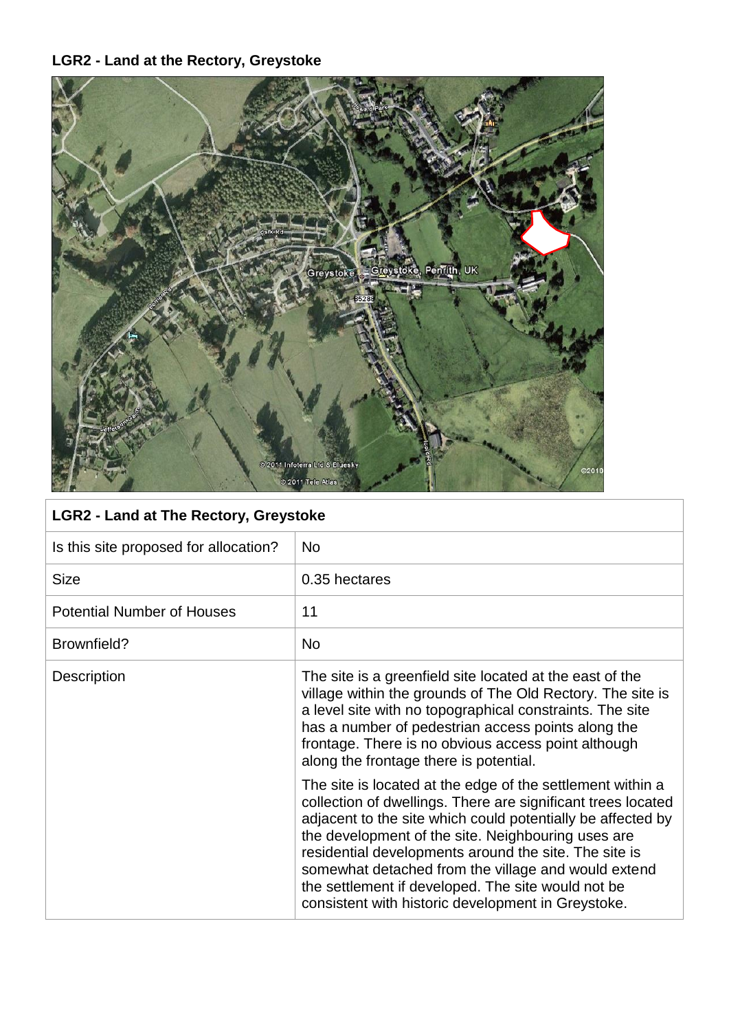**LGR2 - Land at the Rectory, Greystoke**

| LGR2 - Land at The Rectory, Greystoke | |
|---|---|
| Is this site proposed for allocation? | No |
| Size | 0.35 hectares |
| Potential Number of Houses | 11 |
| Brownfield? | No |
| Description | The site is a greenfield site located at the east of the village within the grounds of The Old Rectory. The site is a level site with no topographical constraints. The site has a number of pedestrian access points along the frontage. There is no obvious access point although along the frontage there is potential.<br><br>The site is located at the edge of the settlement within a collection of dwellings. There are significant trees located adjacent to the site which could potentially be affected by the development of the site. Neighbouring uses are residential developments around the site. The site is somewhat detached from the village and would extend the settlement if developed. The site would not be consistent with historic development in Greystoke. |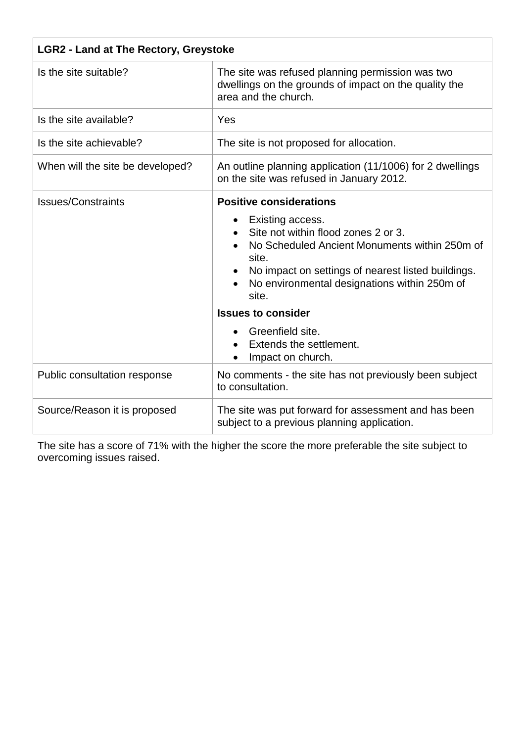| LGR2 - Land at The Rectory, Greystoke | |
|---|---|
| Is the site suitable? | The site was refused planning permission was two dwellings on the grounds of impact on the quality the area and the church. |
| Is the site available? | Yes |
| Is the site achievable? | The site is not proposed for allocation. |
| When will the site be developed? | An outline planning application (11/1006) for 2 dwellings on the site was refused in January 2012. |
| Issues/Constraints | **Positive considerations**<br>• Existing access.<br>• Site not within flood zones 2 or 3.<br>• No Scheduled Ancient Monuments within 250m of site.<br>• No impact on settings of nearest listed buildings.<br>• No environmental designations within 250m of site.<br>**Issues to consider**<br>• Greenfield site.<br>• Extends the settlement.<br>• Impact on church. |
| Public consultation response | No comments - the site has not previously been subject to consultation. |
| Source/Reason it is proposed | The site was put forward for assessment and has been subject to a previous planning application. |

The site has a score of 71% with the higher the score the more preferable the site subject to overcoming issues raised.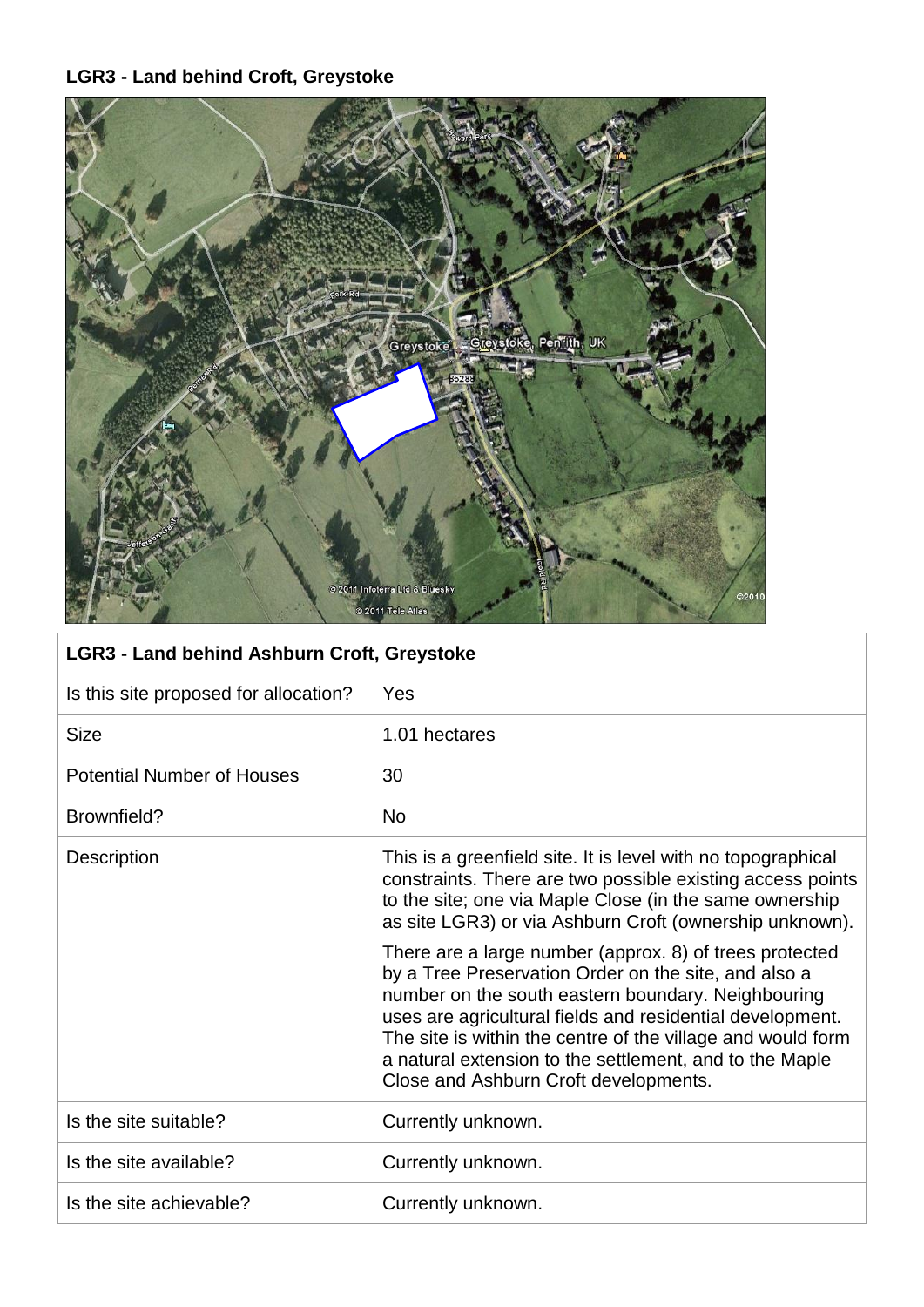**LGR3 - Land behind Croft, Greystoke**

| LGR3 - Land behind Ashburn Croft, Greystoke | |
|---|---|
| Is this site proposed for allocation? | Yes |
| Size | 1.01 hectares |
| Potential Number of Houses | 30 |
| Brownfield? | No |
| Description | This is a greenfield site. It is level with no topographical constraints. There are two possible existing access points to the site; one via Maple Close (in the same ownership as site LGR3) or via Ashburn Croft (ownership unknown).<br><br>There are a large number (approx. 8) of trees protected by a Tree Preservation Order on the site, and also a number on the south eastern boundary. Neighbouring uses are agricultural fields and residential development. The site is within the centre of the village and would form a natural extension to the settlement, and to the Maple Close and Ashburn Croft developments. |
| Is the site suitable? | Currently unknown. |
| Is the site available? | Currently unknown. |
| Is the site achievable? | Currently unknown. |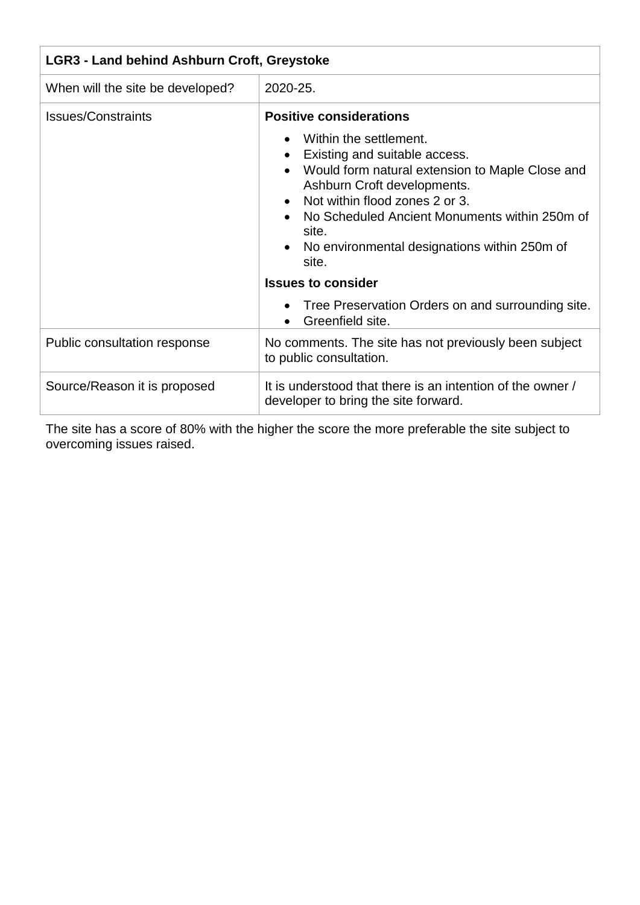| LGR3 - Land behind Ashburn Croft, Greystoke | |
|---|---|
| When will the site be developed? | 2020-25. |
| Issues/Constraints | **Positive considerations**<br>• Within the settlement.<br>• Existing and suitable access.<br>• Would form natural extension to Maple Close and Ashburn Croft developments.<br>• Not within flood zones 2 or 3.<br>• No Scheduled Ancient Monuments within 250m of site.<br>• No environmental designations within 250m of site.<br>**Issues to consider**<br>• Tree Preservation Orders on and surrounding site.<br>• Greenfield site. |
| Public consultation response | No comments. The site has not previously been subject to public consultation. |
| Source/Reason it is proposed | It is understood that there is an intention of the owner / developer to bring the site forward. |

The site has a score of 80% with the higher the score the more preferable the site subject to overcoming issues raised.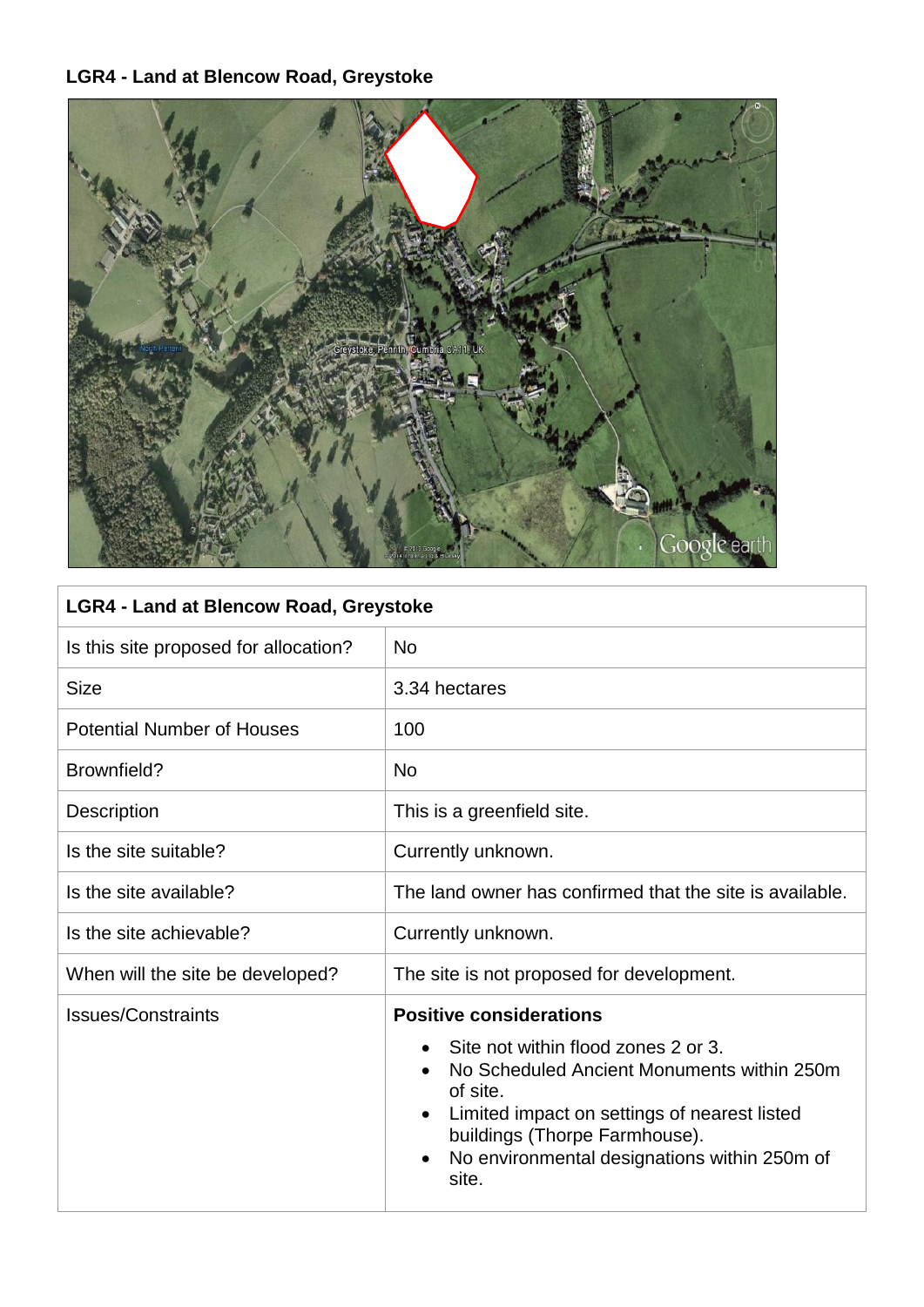**LGR4 - Land at Blencow Road, Greystoke**

| LGR4 - Land at Blencow Road, Greystoke | |
|---|---|
| Is this site proposed for allocation? | No |
| Size | 3.34 hectares |
| Potential Number of Houses | 100 |
| Brownfield? | No |
| Description | This is a greenfield site. |
| Is the site suitable? | Currently unknown. |
| Is the site available? | The land owner has confirmed that the site is available. |
| Is the site achievable? | Currently unknown. |
| When will the site be developed? | The site is not proposed for development. |
| Issues/Constraints | **Positive considerations**<br>• Site not within flood zones 2 or 3.<br>• No Scheduled Ancient Monuments within 250m of site.<br>• Limited impact on settings of nearest listed buildings (Thorpe Farmhouse).<br>• No environmental designations within 250m of site. |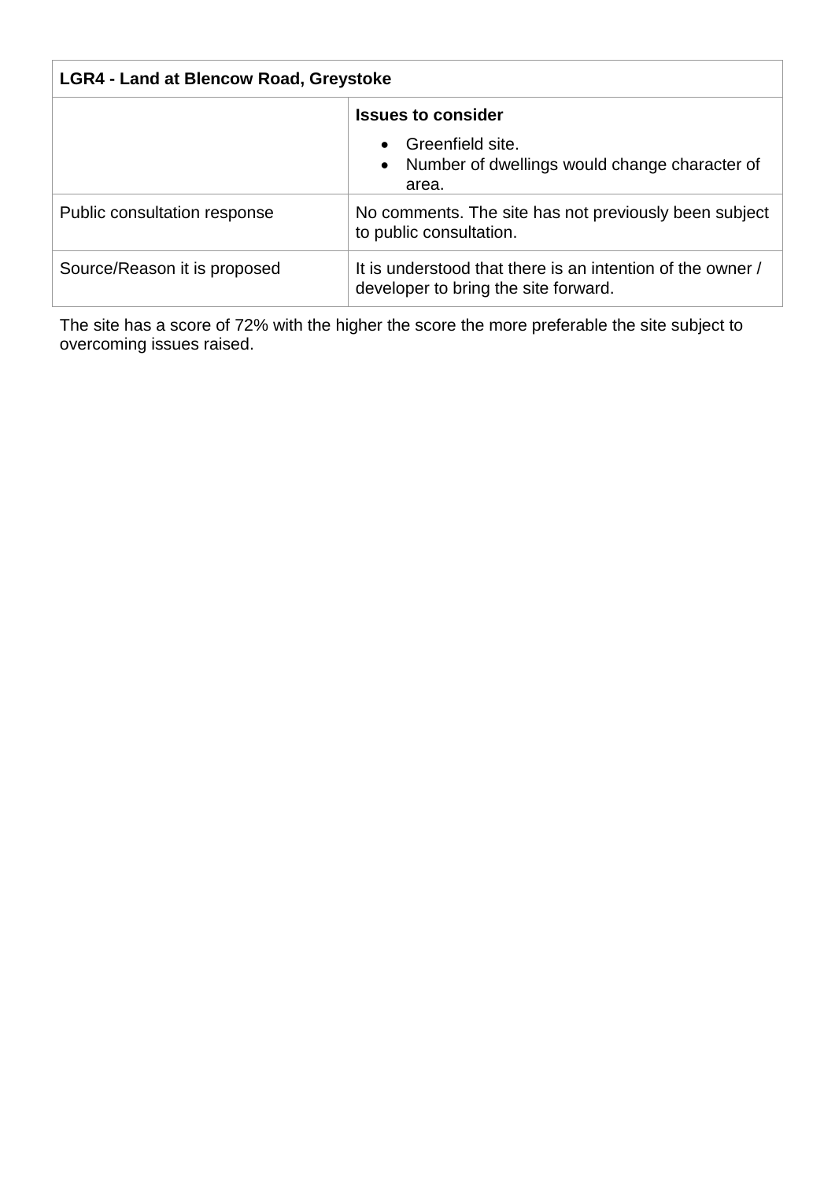| LGR4 - Land at Blencow Road, Greystoke | |
|---|---|
| | **Issues to consider** <br>• Greenfield site.<br>• Number of dwellings would change character of area. |
| Public consultation response | No comments. The site has not previously been subject to public consultation. |
| Source/Reason it is proposed | It is understood that there is an intention of the owner / developer to bring the site forward. |

The site has a score of 72% with the higher the score the more preferable the site subject to overcoming issues raised.